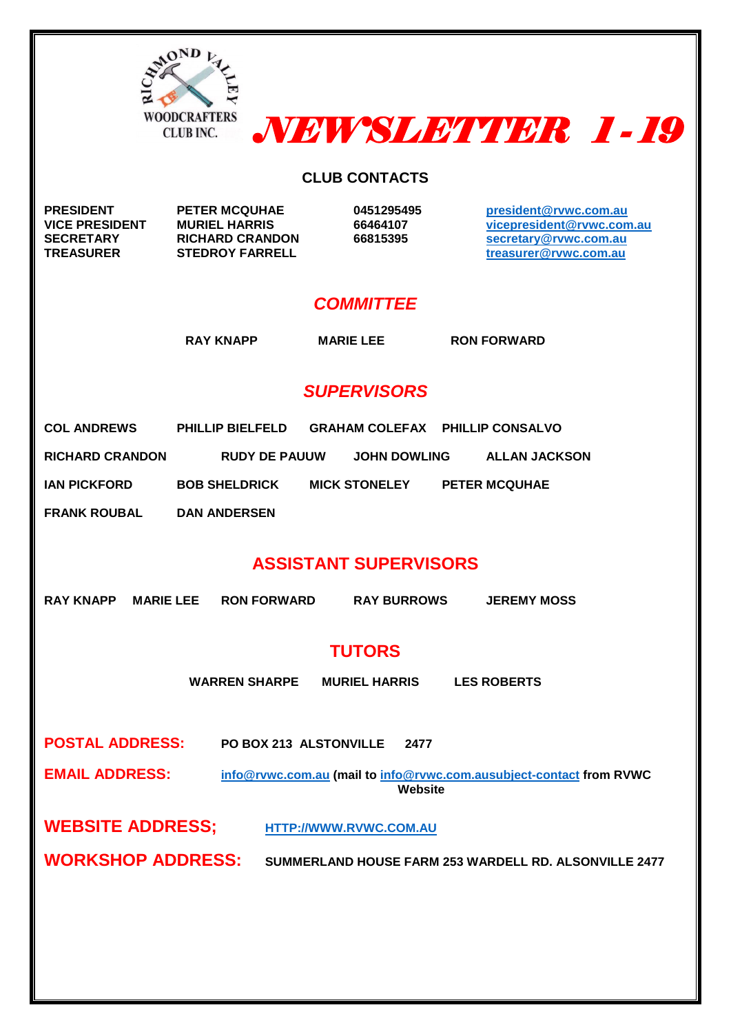RICHMOND VALLEY WOODCRAFTERS CLUB INC.

# *NEWSLETTER 1-19*

## CLUB CONTACTS

| | | | |
|---|---|---|---|
| **PRESIDENT** | **PETER MCQUHAE** | **0451295495** | **president@rvwc.com.au** |
| **VICE PRESIDENT** | **MURIEL HARRIS** | **66464107** | **vicepresident@rvwc.com.au** |
| **SECRETARY** | **RICHARD CRANDON** | **66815395** | **secretary@rvwc.com.au** |
| **TREASURER** | **STEDROY FARRELL** | | **treasurer@rvwc.com.au** |

## *COMMITTEE*

**RAY KNAPP** **MARIE LEE** **RON FORWARD**

## *SUPERVISORS*

**COL ANDREWS** **PHILLIP BIELFELD** **GRAHAM COLEFAX** **PHILLIP CONSALVO**

**RICHARD CRANDON** **RUDY DE PAUUW** **JOHN DOWLING** **ALLAN JACKSON**

**IAN PICKFORD** **BOB SHELDRICK** **MICK STONELEY** **PETER MCQUHAE**

**FRANK ROUBAL** **DAN ANDERSEN**

## ASSISTANT SUPERVISORS

**RAY KNAPP** **MARIE LEE** **RON FORWARD** **RAY BURROWS** **JEREMY MOSS**

## TUTORS

**WARREN SHARPE** **MURIEL HARRIS** **LES ROBERTS**

**POSTAL ADDRESS:** **PO BOX 213 ALSTONVILLE 2477**

**EMAIL ADDRESS:** **info@rvwc.com.au (mail to info@rvwc.com.ausubject-contact from RVWC Website**

**WEBSITE ADDRESS;** **HTTP://WWW.RVWC.COM.AU**

**WORKSHOP ADDRESS:** **SUMMERLAND HOUSE FARM 253 WARDELL RD. ALSONVILLE 2477**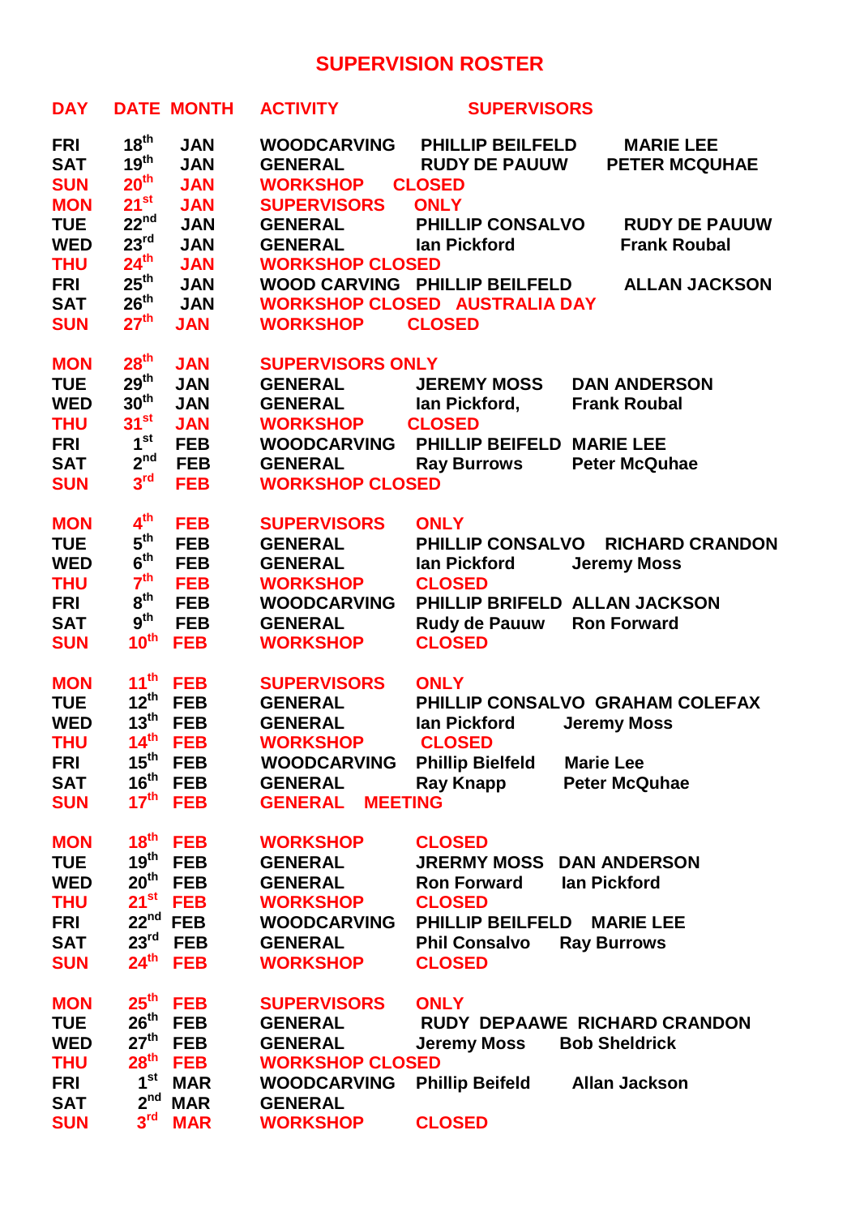# SUPERVISION ROSTER

| DAY | DATE | MONTH | ACTIVITY | SUPERVISORS | |
|---|---|---|---|---|---|
| FRI | 18th | JAN | WOODCARVING | PHILLIP BEILFELD | MARIE LEE |
| SAT | 19th | JAN | GENERAL | RUDY DE PAUUW | PETER MCQUHAE |
| SUN | 20th | JAN | WORKSHOP | CLOSED | |
| MON | 21st | JAN | SUPERVISORS | ONLY | |
| TUE | 22nd | JAN | GENERAL | PHILLIP CONSALVO | RUDY DE PAUUW |
| WED | 23rd | JAN | GENERAL | Ian Pickford | Frank Roubal |
| THU | 24th | JAN | WORKSHOP CLOSED | | |
| FRI | 25th | JAN | WOOD CARVING | PHILLIP BEILFELD | ALLAN JACKSON |
| SAT | 26th | JAN | WORKSHOP CLOSED | AUSTRALIA DAY | |
| SUN | 27th | JAN | WORKSHOP | CLOSED | |
| MON | 28th | JAN | SUPERVISORS ONLY | | |
| TUE | 29th | JAN | GENERAL | JEREMY MOSS | DAN ANDERSON |
| WED | 30th | JAN | GENERAL | Ian Pickford, | Frank Roubal |
| THU | 31st | JAN | WORKSHOP | CLOSED | |
| FRI | 1st | FEB | WOODCARVING | PHILLIP BEIFELD | MARIE LEE |
| SAT | 2nd | FEB | GENERAL | Ray Burrows | Peter McQuhae |
| SUN | 3rd | FEB | WORKSHOP CLOSED | | |
| MON | 4th | FEB | SUPERVISORS | ONLY | |
| TUE | 5th | FEB | GENERAL | PHILLIP CONSALVO | RICHARD CRANDON |
| WED | 6th | FEB | GENERAL | Ian Pickford | Jeremy Moss |
| THU | 7th | FEB | WORKSHOP | CLOSED | |
| FRI | 8th | FEB | WOODCARVING | PHILLIP BRIFELD | ALLAN JACKSON |
| SAT | 9th | FEB | GENERAL | Rudy de Pauuw | Ron Forward |
| SUN | 10th | FEB | WORKSHOP | CLOSED | |
| MON | 11th | FEB | SUPERVISORS | ONLY | |
| TUE | 12th | FEB | GENERAL | PHILLIP CONSALVO | GRAHAM COLEFAX |
| WED | 13th | FEB | GENERAL | Ian Pickford | Jeremy Moss |
| THU | 14th | FEB | WORKSHOP | CLOSED | |
| FRI | 15th | FEB | WOODCARVING | Phillip Bielfeld | Marie Lee |
| SAT | 16th | FEB | GENERAL | Ray Knapp | Peter McQuhae |
| SUN | 17th | FEB | GENERAL | MEETING | |
| MON | 18th | FEB | WORKSHOP | CLOSED | |
| TUE | 19th | FEB | GENERAL | JRERMY MOSS | DAN ANDERSON |
| WED | 20th | FEB | GENERAL | Ron Forward | Ian Pickford |
| THU | 21st | FEB | WORKSHOP | CLOSED | |
| FRI | 22nd | FEB | WOODCARVING | PHILLIP BEILFELD | MARIE LEE |
| SAT | 23rd | FEB | GENERAL | Phil Consalvo | Ray Burrows |
| SUN | 24th | FEB | WORKSHOP | CLOSED | |
| MON | 25th | FEB | SUPERVISORS | ONLY | |
| TUE | 26th | FEB | GENERAL | RUDY DEPAAWE | RICHARD CRANDON |
| WED | 27th | FEB | GENERAL | Jeremy Moss | Bob Sheldrick |
| THU | 28th | FEB | WORKSHOP CLOSED | | |
| FRI | 1st | MAR | WOODCARVING | Phillip Beifeld | Allan Jackson |
| SAT | 2nd | MAR | GENERAL | | |
| SUN | 3rd | MAR | WORKSHOP | CLOSED | |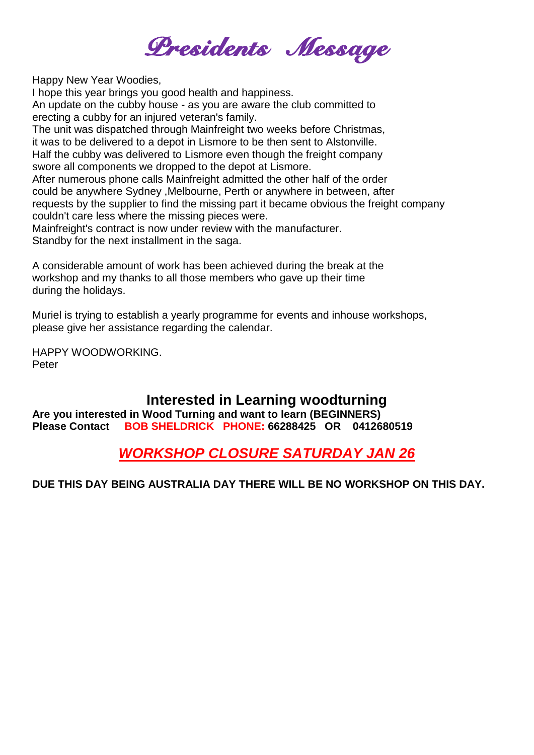# Presidents Message

Happy New Year Woodies,
I hope this year brings you good health and happiness.
An update on the cubby house - as you are aware the club committed to erecting a cubby for an injured veteran's family.
The unit was dispatched through Mainfreight two weeks before Christmas, it was to be delivered to a depot in Lismore to be then sent to Alstonville.
Half the cubby was delivered to Lismore even though the freight company swore all components we dropped to the depot at Lismore.
After numerous phone calls Mainfreight admitted the other half of the order could be anywhere Sydney ,Melbourne, Perth or anywhere in between, after requests by the supplier to find the missing part it became obvious the freight company couldn't care less where the missing pieces were.
Mainfreight's contract is now under review with the manufacturer.
Standby for the next installment in the saga.

A considerable amount of work has been achieved during the break at the workshop and my thanks to all those members who gave up their time during the holidays.

Muriel is trying to establish a yearly programme for events and inhouse workshops, please give her assistance regarding the calendar.

HAPPY WOODWORKING.
Peter

## Interested in Learning woodturning

**Are you interested in Wood Turning and want to learn (BEGINNERS)**
**Please Contact BOB SHELDRICK PHONE: 66288425 OR 0412680519**

## *WORKSHOP CLOSURE SATURDAY JAN 26*

**DUE THIS DAY BEING AUSTRALIA DAY THERE WILL BE NO WORKSHOP ON THIS DAY.**